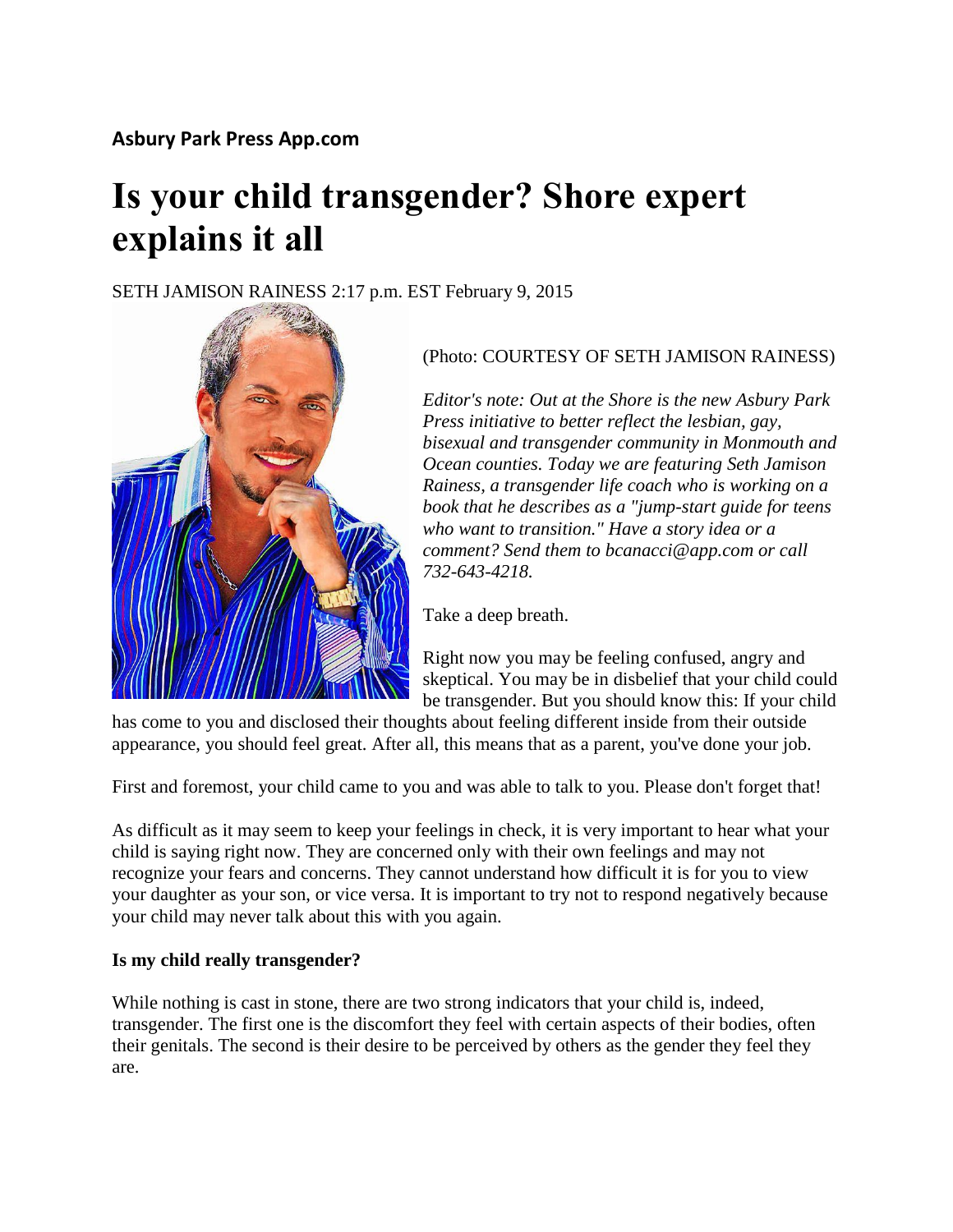**Asbury Park Press App.com**

# Is your child transgender? Shore expert explains it all

SETH JAMISON RAINESS 2:17 p.m. EST February 9, 2015

(Photo: COURTESY OF SETH JAMISON RAINESS)

*Editor's note: Out at the Shore is the new Asbury Park Press initiative to better reflect the lesbian, gay, bisexual and transgender community in Monmouth and Ocean counties. Today we are featuring Seth Jamison Rainess, a transgender life coach who is working on a book that he describes as a "jump-start guide for teens who want to transition." Have a story idea or a comment? Send them to bcanacci@app.com or call 732-643-4218.*

Take a deep breath.

Right now you may be feeling confused, angry and skeptical. You may be in disbelief that your child could be transgender. But you should know this: If your child has come to you and disclosed their thoughts about feeling different inside from their outside appearance, you should feel great. After all, this means that as a parent, you've done your job.

First and foremost, your child came to you and was able to talk to you. Please don't forget that!

As difficult as it may seem to keep your feelings in check, it is very important to hear what your child is saying right now. They are concerned only with their own feelings and may not recognize your fears and concerns. They cannot understand how difficult it is for you to view your daughter as your son, or vice versa. It is important to try not to respond negatively because your child may never talk about this with you again.

**Is my child really transgender?**

While nothing is cast in stone, there are two strong indicators that your child is, indeed, transgender. The first one is the discomfort they feel with certain aspects of their bodies, often their genitals. The second is their desire to be perceived by others as the gender they feel they are.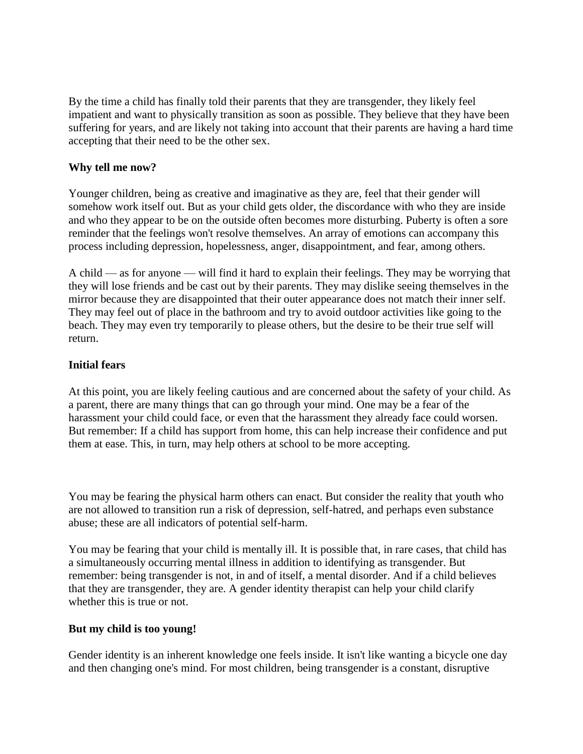By the time a child has finally told their parents that they are transgender, they likely feel impatient and want to physically transition as soon as possible. They believe that they have been suffering for years, and are likely not taking into account that their parents are having a hard time accepting that their need to be the other sex.

**Why tell me now?**

Younger children, being as creative and imaginative as they are, feel that their gender will somehow work itself out. But as your child gets older, the discordance with who they are inside and who they appear to be on the outside often becomes more disturbing. Puberty is often a sore reminder that the feelings won't resolve themselves. An array of emotions can accompany this process including depression, hopelessness, anger, disappointment, and fear, among others.

A child — as for anyone — will find it hard to explain their feelings. They may be worrying that they will lose friends and be cast out by their parents. They may dislike seeing themselves in the mirror because they are disappointed that their outer appearance does not match their inner self. They may feel out of place in the bathroom and try to avoid outdoor activities like going to the beach. They may even try temporarily to please others, but the desire to be their true self will return.

**Initial fears**

At this point, you are likely feeling cautious and are concerned about the safety of your child. As a parent, there are many things that can go through your mind. One may be a fear of the harassment your child could face, or even that the harassment they already face could worsen. But remember: If a child has support from home, this can help increase their confidence and put them at ease. This, in turn, may help others at school to be more accepting.

You may be fearing the physical harm others can enact. But consider the reality that youth who are not allowed to transition run a risk of depression, self-hatred, and perhaps even substance abuse; these are all indicators of potential self-harm.

You may be fearing that your child is mentally ill. It is possible that, in rare cases, that child has a simultaneously occurring mental illness in addition to identifying as transgender. But remember: being transgender is not, in and of itself, a mental disorder. And if a child believes that they are transgender, they are. A gender identity therapist can help your child clarify whether this is true or not.

**But my child is too young!**

Gender identity is an inherent knowledge one feels inside. It isn't like wanting a bicycle one day and then changing one's mind. For most children, being transgender is a constant, disruptive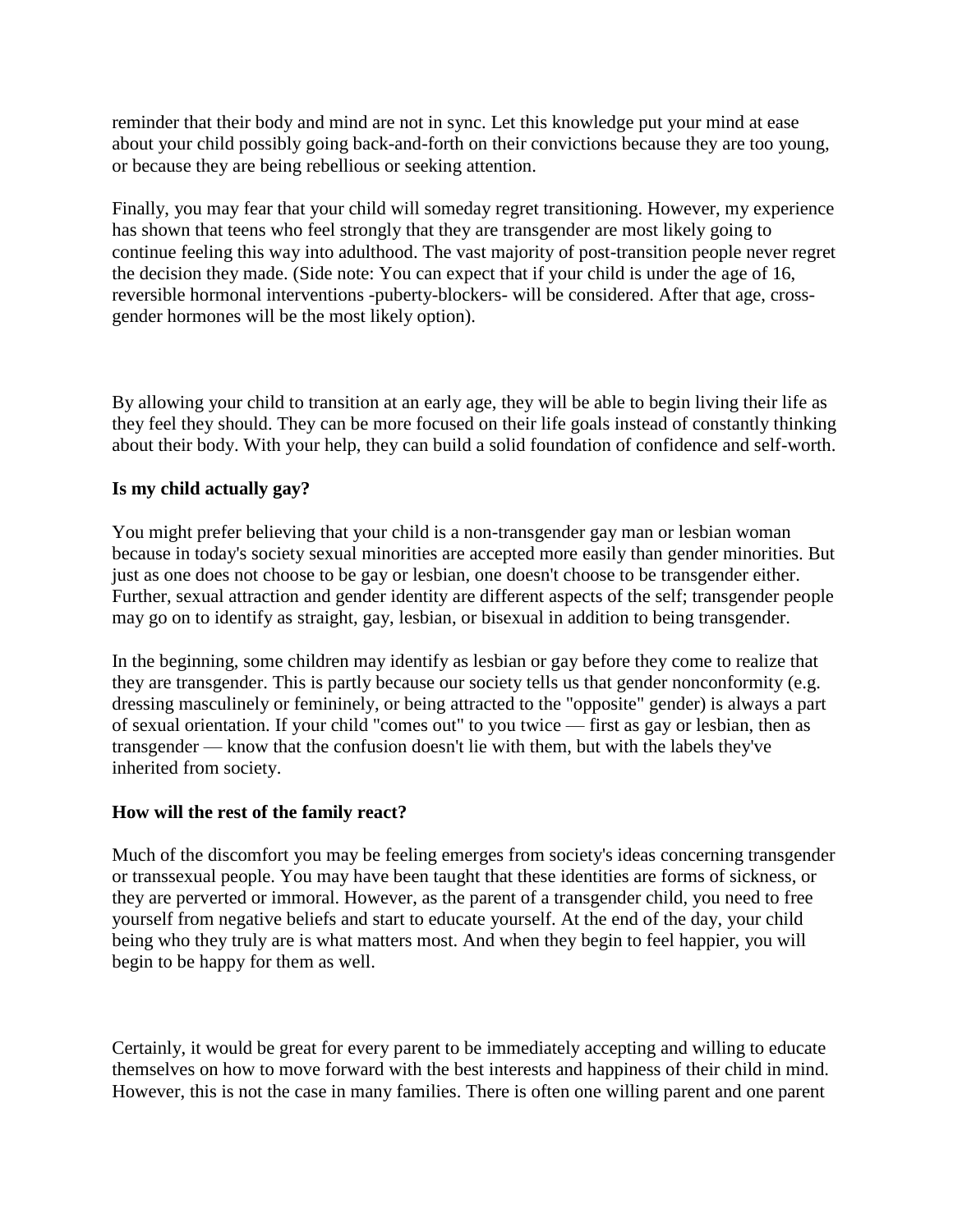reminder that their body and mind are not in sync. Let this knowledge put your mind at ease about your child possibly going back-and-forth on their convictions because they are too young, or because they are being rebellious or seeking attention.

Finally, you may fear that your child will someday regret transitioning. However, my experience has shown that teens who feel strongly that they are transgender are most likely going to continue feeling this way into adulthood. The vast majority of post-transition people never regret the decision they made. (Side note: You can expect that if your child is under the age of 16, reversible hormonal interventions -puberty-blockers- will be considered. After that age, cross-gender hormones will be the most likely option).

By allowing your child to transition at an early age, they will be able to begin living their life as they feel they should. They can be more focused on their life goals instead of constantly thinking about their body. With your help, they can build a solid foundation of confidence and self-worth.

**Is my child actually gay?**

You might prefer believing that your child is a non-transgender gay man or lesbian woman because in today's society sexual minorities are accepted more easily than gender minorities. But just as one does not choose to be gay or lesbian, one doesn't choose to be transgender either. Further, sexual attraction and gender identity are different aspects of the self; transgender people may go on to identify as straight, gay, lesbian, or bisexual in addition to being transgender.

In the beginning, some children may identify as lesbian or gay before they come to realize that they are transgender. This is partly because our society tells us that gender nonconformity (e.g. dressing masculinely or femininely, or being attracted to the "opposite" gender) is always a part of sexual orientation. If your child "comes out" to you twice — first as gay or lesbian, then as transgender — know that the confusion doesn't lie with them, but with the labels they've inherited from society.

**How will the rest of the family react?**

Much of the discomfort you may be feeling emerges from society's ideas concerning transgender or transsexual people. You may have been taught that these identities are forms of sickness, or they are perverted or immoral. However, as the parent of a transgender child, you need to free yourself from negative beliefs and start to educate yourself. At the end of the day, your child being who they truly are is what matters most. And when they begin to feel happier, you will begin to be happy for them as well.

Certainly, it would be great for every parent to be immediately accepting and willing to educate themselves on how to move forward with the best interests and happiness of their child in mind. However, this is not the case in many families. There is often one willing parent and one parent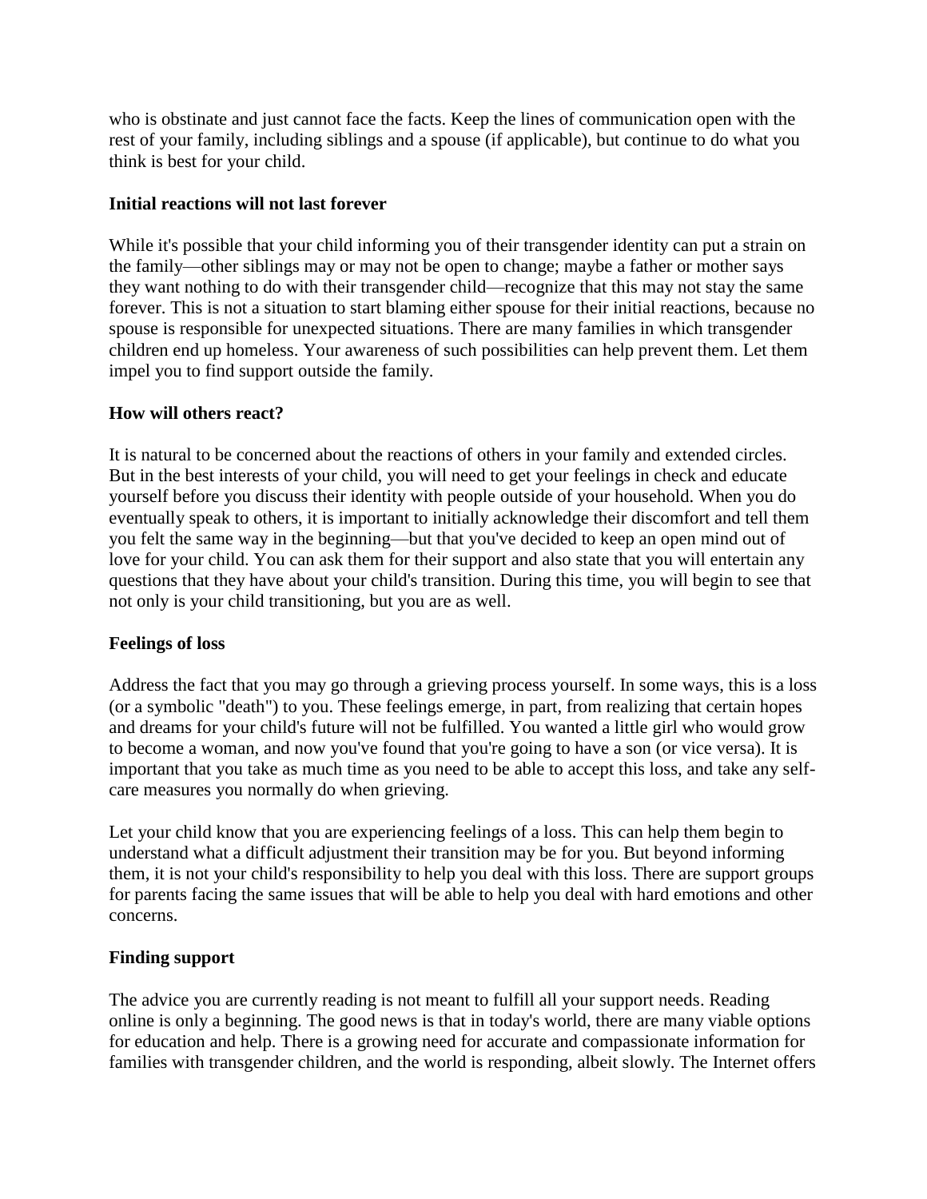who is obstinate and just cannot face the facts. Keep the lines of communication open with the rest of your family, including siblings and a spouse (if applicable), but continue to do what you think is best for your child.

**Initial reactions will not last forever**

While it's possible that your child informing you of their transgender identity can put a strain on the family—other siblings may or may not be open to change; maybe a father or mother says they want nothing to do with their transgender child—recognize that this may not stay the same forever. This is not a situation to start blaming either spouse for their initial reactions, because no spouse is responsible for unexpected situations. There are many families in which transgender children end up homeless. Your awareness of such possibilities can help prevent them. Let them impel you to find support outside the family.

**How will others react?**

It is natural to be concerned about the reactions of others in your family and extended circles. But in the best interests of your child, you will need to get your feelings in check and educate yourself before you discuss their identity with people outside of your household. When you do eventually speak to others, it is important to initially acknowledge their discomfort and tell them you felt the same way in the beginning—but that you've decided to keep an open mind out of love for your child. You can ask them for their support and also state that you will entertain any questions that they have about your child's transition. During this time, you will begin to see that not only is your child transitioning, but you are as well.

**Feelings of loss**

Address the fact that you may go through a grieving process yourself. In some ways, this is a loss (or a symbolic "death") to you. These feelings emerge, in part, from realizing that certain hopes and dreams for your child's future will not be fulfilled. You wanted a little girl who would grow to become a woman, and now you've found that you're going to have a son (or vice versa). It is important that you take as much time as you need to be able to accept this loss, and take any self-care measures you normally do when grieving.

Let your child know that you are experiencing feelings of a loss. This can help them begin to understand what a difficult adjustment their transition may be for you. But beyond informing them, it is not your child's responsibility to help you deal with this loss. There are support groups for parents facing the same issues that will be able to help you deal with hard emotions and other concerns.

**Finding support**

The advice you are currently reading is not meant to fulfill all your support needs. Reading online is only a beginning. The good news is that in today's world, there are many viable options for education and help. There is a growing need for accurate and compassionate information for families with transgender children, and the world is responding, albeit slowly. The Internet offers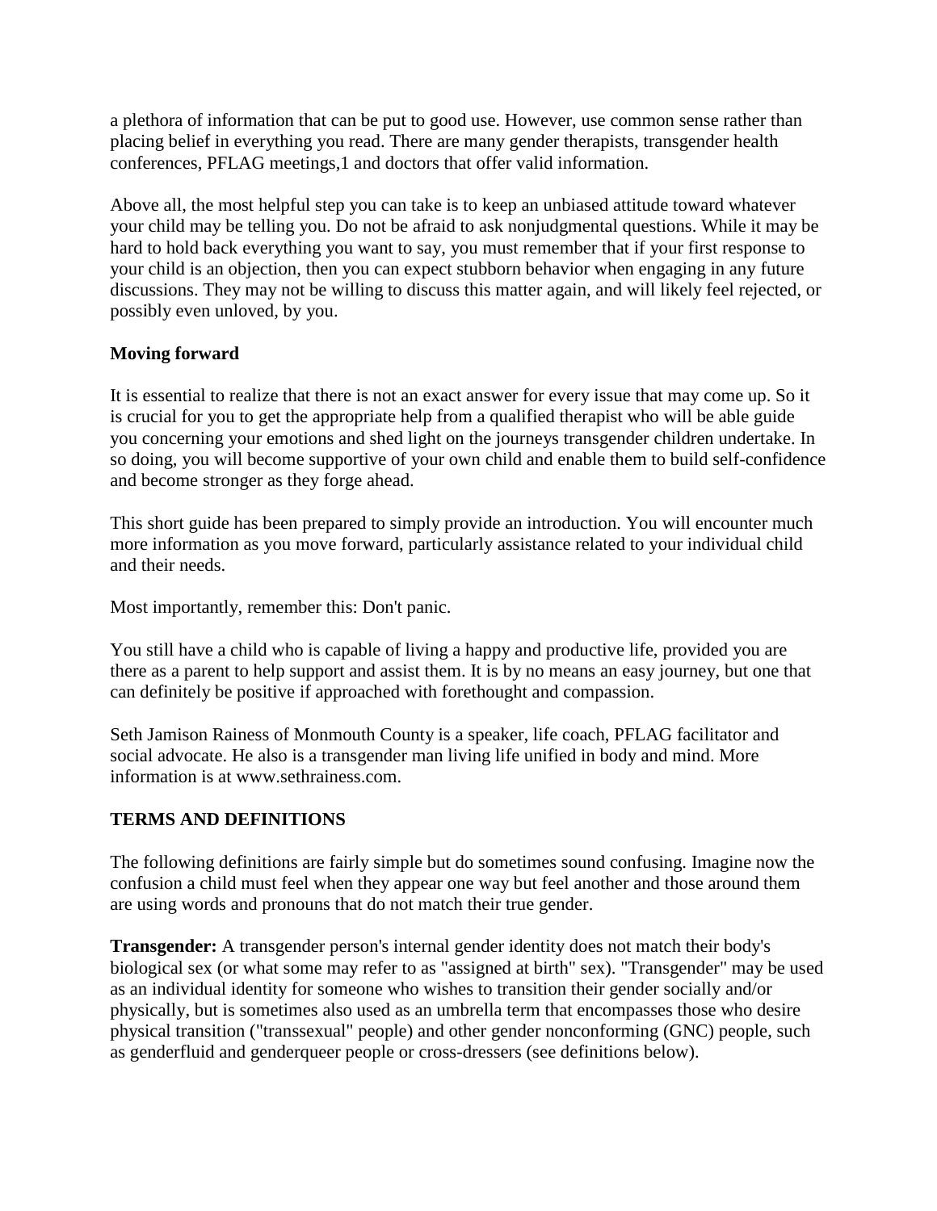a plethora of information that can be put to good use. However, use common sense rather than placing belief in everything you read. There are many gender therapists, transgender health conferences, PFLAG meetings,1 and doctors that offer valid information.

Above all, the most helpful step you can take is to keep an unbiased attitude toward whatever your child may be telling you. Do not be afraid to ask nonjudgmental questions. While it may be hard to hold back everything you want to say, you must remember that if your first response to your child is an objection, then you can expect stubborn behavior when engaging in any future discussions. They may not be willing to discuss this matter again, and will likely feel rejected, or possibly even unloved, by you.

**Moving forward**

It is essential to realize that there is not an exact answer for every issue that may come up. So it is crucial for you to get the appropriate help from a qualified therapist who will be able guide you concerning your emotions and shed light on the journeys transgender children undertake. In so doing, you will become supportive of your own child and enable them to build self-confidence and become stronger as they forge ahead.

This short guide has been prepared to simply provide an introduction. You will encounter much more information as you move forward, particularly assistance related to your individual child and their needs.

Most importantly, remember this: Don't panic.

You still have a child who is capable of living a happy and productive life, provided you are there as a parent to help support and assist them. It is by no means an easy journey, but one that can definitely be positive if approached with forethought and compassion.

Seth Jamison Rainess of Monmouth County is a speaker, life coach, PFLAG facilitator and social advocate. He also is a transgender man living life unified in body and mind. More information is at www.sethrainess.com.

**TERMS AND DEFINITIONS**

The following definitions are fairly simple but do sometimes sound confusing. Imagine now the confusion a child must feel when they appear one way but feel another and those around them are using words and pronouns that do not match their true gender.

**Transgender:** A transgender person's internal gender identity does not match their body's biological sex (or what some may refer to as "assigned at birth" sex). "Transgender" may be used as an individual identity for someone who wishes to transition their gender socially and/or physically, but is sometimes also used as an umbrella term that encompasses those who desire physical transition ("transsexual" people) and other gender nonconforming (GNC) people, such as genderfluid and genderqueer people or cross-dressers (see definitions below).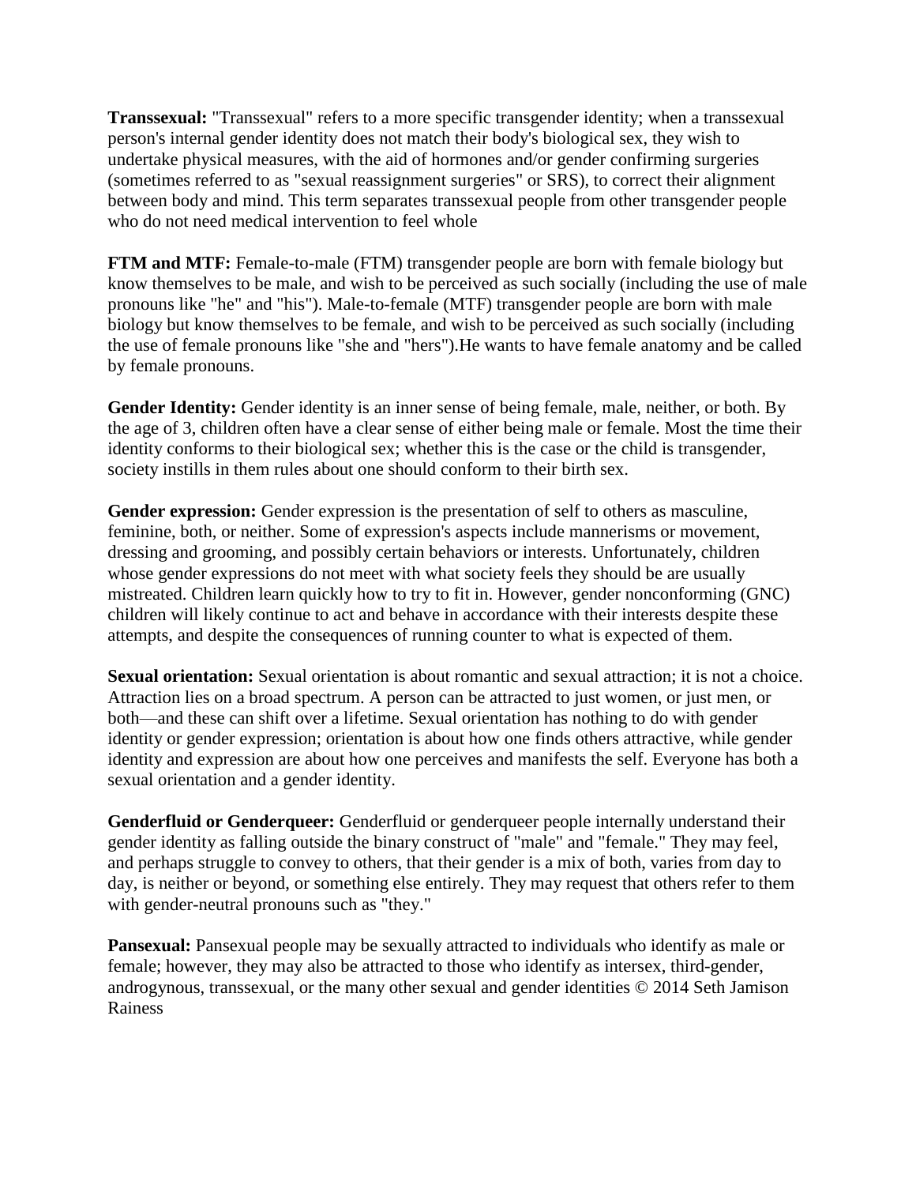**Transsexual:** "Transsexual" refers to a more specific transgender identity; when a transsexual person's internal gender identity does not match their body's biological sex, they wish to undertake physical measures, with the aid of hormones and/or gender confirming surgeries (sometimes referred to as "sexual reassignment surgeries" or SRS), to correct their alignment between body and mind. This term separates transsexual people from other transgender people who do not need medical intervention to feel whole

**FTM and MTF:** Female-to-male (FTM) transgender people are born with female biology but know themselves to be male, and wish to be perceived as such socially (including the use of male pronouns like "he" and "his"). Male-to-female (MTF) transgender people are born with male biology but know themselves to be female, and wish to be perceived as such socially (including the use of female pronouns like "she and "hers").He wants to have female anatomy and be called by female pronouns.

**Gender Identity:** Gender identity is an inner sense of being female, male, neither, or both. By the age of 3, children often have a clear sense of either being male or female. Most the time their identity conforms to their biological sex; whether this is the case or the child is transgender, society instills in them rules about one should conform to their birth sex.

**Gender expression:** Gender expression is the presentation of self to others as masculine, feminine, both, or neither. Some of expression's aspects include mannerisms or movement, dressing and grooming, and possibly certain behaviors or interests. Unfortunately, children whose gender expressions do not meet with what society feels they should be are usually mistreated. Children learn quickly how to try to fit in. However, gender nonconforming (GNC) children will likely continue to act and behave in accordance with their interests despite these attempts, and despite the consequences of running counter to what is expected of them.

**Sexual orientation:** Sexual orientation is about romantic and sexual attraction; it is not a choice. Attraction lies on a broad spectrum. A person can be attracted to just women, or just men, or both—and these can shift over a lifetime. Sexual orientation has nothing to do with gender identity or gender expression; orientation is about how one finds others attractive, while gender identity and expression are about how one perceives and manifests the self. Everyone has both a sexual orientation and a gender identity.

**Genderfluid or Genderqueer:** Genderfluid or genderqueer people internally understand their gender identity as falling outside the binary construct of "male" and "female." They may feel, and perhaps struggle to convey to others, that their gender is a mix of both, varies from day to day, is neither or beyond, or something else entirely. They may request that others refer to them with gender-neutral pronouns such as "they."

**Pansexual:** Pansexual people may be sexually attracted to individuals who identify as male or female; however, they may also be attracted to those who identify as intersex, third-gender, androgynous, transsexual, or the many other sexual and gender identities © 2014 Seth Jamison Rainess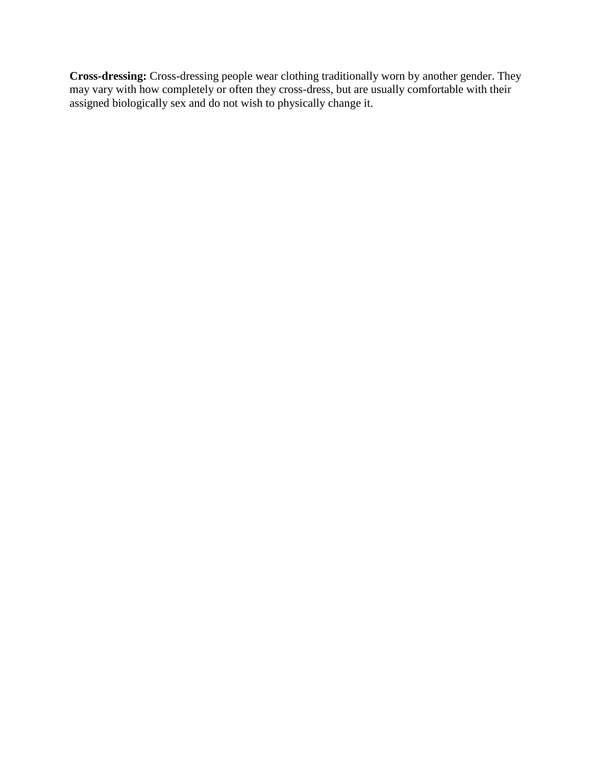**Cross-dressing:** Cross-dressing people wear clothing traditionally worn by another gender. They may vary with how completely or often they cross-dress, but are usually comfortable with their assigned biologically sex and do not wish to physically change it.